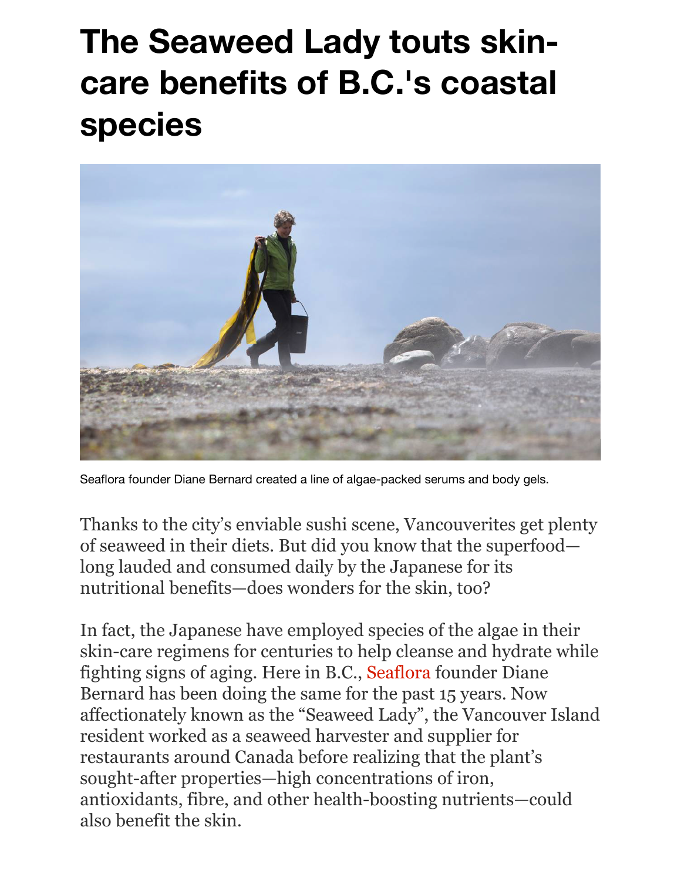# The Seaweed Lady touts skin-care benefits of B.C.'s coastal species

Seaflora founder Diane Bernard created a line of algae-packed serums and body gels.

Thanks to the city's enviable sushi scene, Vancouverites get plenty of seaweed in their diets. But did you know that the superfood—long lauded and consumed daily by the Japanese for its nutritional benefits—does wonders for the skin, too?

In fact, the Japanese have employed species of the algae in their skin-care regimens for centuries to help cleanse and hydrate while fighting signs of aging. Here in B.C., Seaflora founder Diane Bernard has been doing the same for the past 15 years. Now affectionately known as the "Seaweed Lady", the Vancouver Island resident worked as a seaweed harvester and supplier for restaurants around Canada before realizing that the plant's sought-after properties—high concentrations of iron, antioxidants, fibre, and other health-boosting nutrients—could also benefit the skin.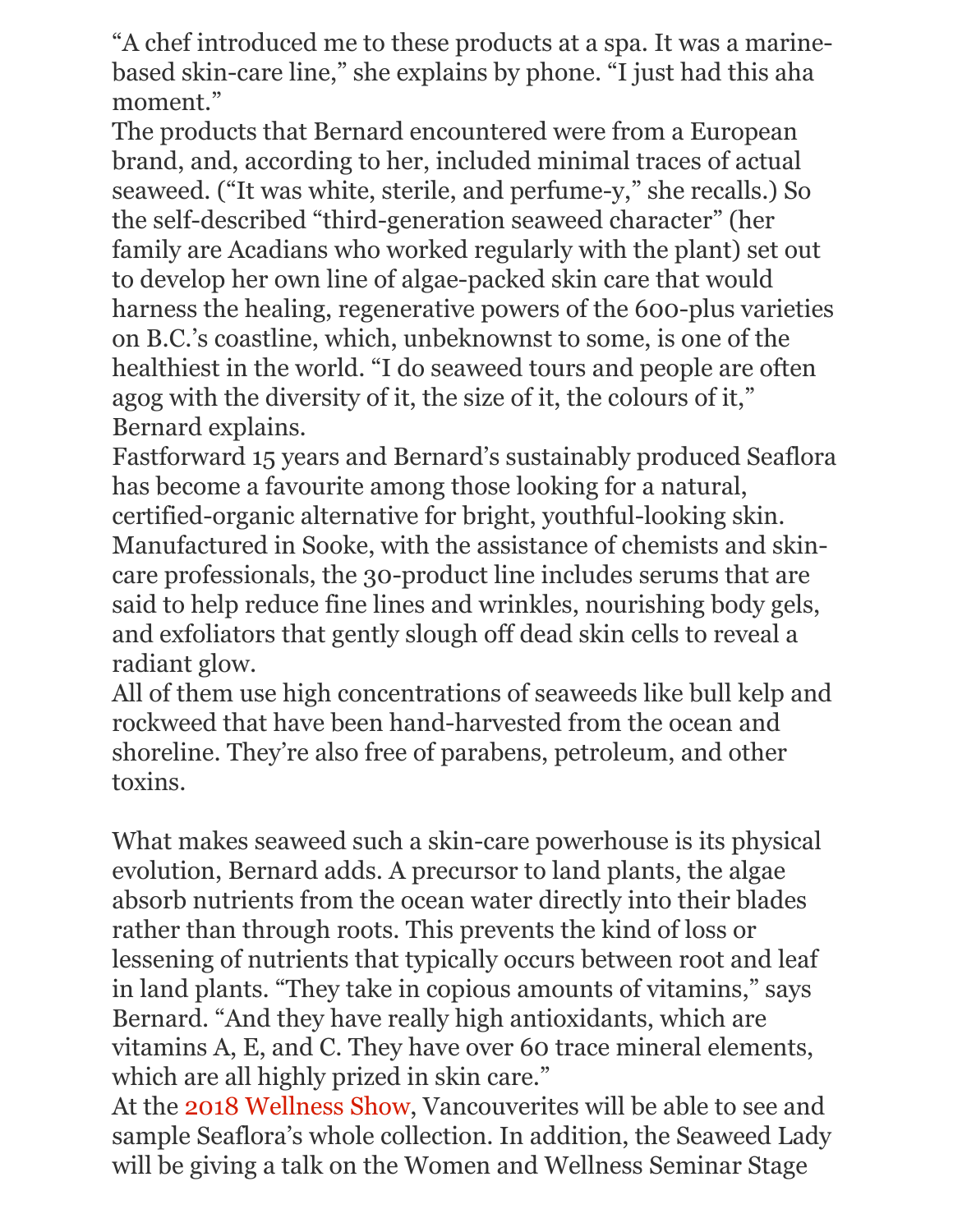"A chef introduced me to these products at a spa. It was a marine-based skin-care line," she explains by phone. "I just had this aha moment."

The products that Bernard encountered were from a European brand, and, according to her, included minimal traces of actual seaweed. ("It was white, sterile, and perfume-y," she recalls.) So the self-described "third-generation seaweed character" (her family are Acadians who worked regularly with the plant) set out to develop her own line of algae-packed skin care that would harness the healing, regenerative powers of the 600-plus varieties on B.C.'s coastline, which, unbeknownst to some, is one of the healthiest in the world. "I do seaweed tours and people are often agog with the diversity of it, the size of it, the colours of it," Bernard explains.

Fastforward 15 years and Bernard's sustainably produced Seaflora has become a favourite among those looking for a natural, certified-organic alternative for bright, youthful-looking skin. Manufactured in Sooke, with the assistance of chemists and skin-care professionals, the 30-product line includes serums that are said to help reduce fine lines and wrinkles, nourishing body gels, and exfoliators that gently slough off dead skin cells to reveal a radiant glow.

All of them use high concentrations of seaweeds like bull kelp and rockweed that have been hand-harvested from the ocean and shoreline. They're also free of parabens, petroleum, and other toxins.

What makes seaweed such a skin-care powerhouse is its physical evolution, Bernard adds. A precursor to land plants, the algae absorb nutrients from the ocean water directly into their blades rather than through roots. This prevents the kind of loss or lessening of nutrients that typically occurs between root and leaf in land plants. "They take in copious amounts of vitamins," says Bernard. "And they have really high antioxidants, which are vitamins A, E, and C. They have over 60 trace mineral elements, which are all highly prized in skin care."

At the 2018 Wellness Show, Vancouverites will be able to see and sample Seaflora's whole collection. In addition, the Seaweed Lady will be giving a talk on the Women and Wellness Seminar Stage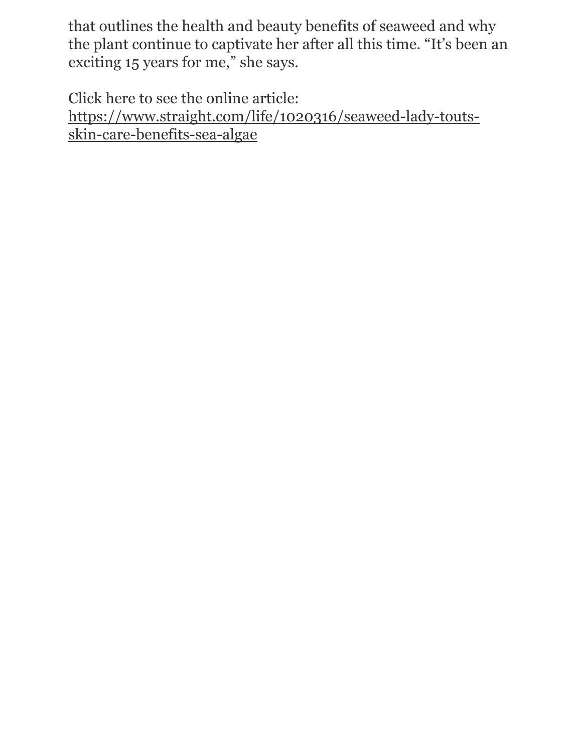that outlines the health and beauty benefits of seaweed and why the plant continue to captivate her after all this time. “It’s been an exciting 15 years for me,” she says.

Click here to see the online article: [https://www.straight.com/life/1020316/seaweed-lady-touts-skin-care-benefits-sea-algae](https://www.straight.com/life/1020316/seaweed-lady-touts-skin-care-benefits-sea-algae)